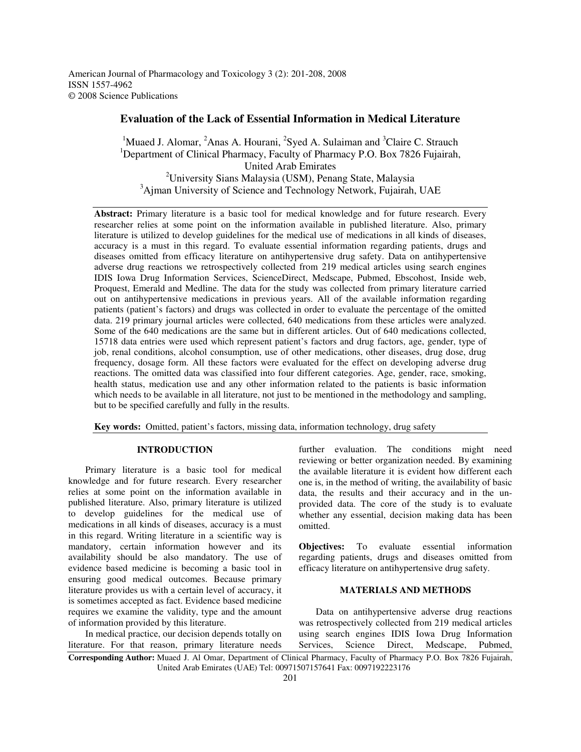# Evaluation of the Lack of Essential Information in Medical Literature

[1]Muaed J. Alomar, [2]Anas A. Hourani, [2]Syed A. Sulaiman and [3]Claire C. Strauch
[1]Department of Clinical Pharmacy, Faculty of Pharmacy P.O. Box 7826 Fujairah, United Arab Emirates
[2]University Sians Malaysia (USM), Penang State, Malaysia
[3]Ajman University of Science and Technology Network, Fujairah, UAE

**Abstract:** Primary literature is a basic tool for medical knowledge and for future research. Every researcher relies at some point on the information available in published literature. Also, primary literature is utilized to develop guidelines for the medical use of medications in all kinds of diseases, accuracy is a must in this regard. To evaluate essential information regarding patients, drugs and diseases omitted from efficacy literature on antihypertensive drug safety. Data on antihypertensive adverse drug reactions we retrospectively collected from 219 medical articles using search engines IDIS Iowa Drug Information Services, ScienceDirect, Medscape, Pubmed, Ebscohost, Inside web, Proquest, Emerald and Medline. The data for the study was collected from primary literature carried out on antihypertensive medications in previous years. All of the available information regarding patients (patient's factors) and drugs was collected in order to evaluate the percentage of the omitted data. 219 primary journal articles were collected, 640 medications from these articles were analyzed. Some of the 640 medications are the same but in different articles. Out of 640 medications collected, 15718 data entries were used which represent patient's factors and drug factors, age, gender, type of job, renal conditions, alcohol consumption, use of other medications, other diseases, drug dose, drug frequency, dosage form. All these factors were evaluated for the effect on developing adverse drug reactions. The omitted data was classified into four different categories. Age, gender, race, smoking, health status, medication use and any other information related to the patients is basic information which needs to be available in all literature, not just to be mentioned in the methodology and sampling, but to be specified carefully and fully in the results.

**Key words:** Omitted, patient's factors, missing data, information technology, drug safety

## INTRODUCTION

Primary literature is a basic tool for medical knowledge and for future research. Every researcher relies at some point on the information available in published literature. Also, primary literature is utilized to develop guidelines for the medical use of medications in all kinds of diseases, accuracy is a must in this regard. Writing literature in a scientific way is mandatory, certain information however and its availability should be also mandatory. The use of evidence based medicine is becoming a basic tool in ensuring good medical outcomes. Because primary literature provides us with a certain level of accuracy, it is sometimes accepted as fact. Evidence based medicine requires we examine the validity, type and the amount of information provided by this literature.

In medical practice, our decision depends totally on literature. For that reason, primary literature needs further evaluation. The conditions might need reviewing or better organization needed. By examining the available literature it is evident how different each one is, in the method of writing, the availability of basic data, the results and their accuracy and in the un-provided data. The core of the study is to evaluate whether any essential, decision making data has been omitted.

**Objectives:** To evaluate essential information regarding patients, drugs and diseases omitted from efficacy literature on antihypertensive drug safety.

## MATERIALS AND METHODS

Data on antihypertensive adverse drug reactions was retrospectively collected from 219 medical articles using search engines IDIS Iowa Drug Information Services, Science Direct, Medscape, Pubmed,

**Corresponding Author:** Muaed J. Al Omar, Department of Clinical Pharmacy, Faculty of Pharmacy P.O. Box 7826 Fujairah, United Arab Emirates (UAE) Tel: 00971507157641 Fax: 0097192223176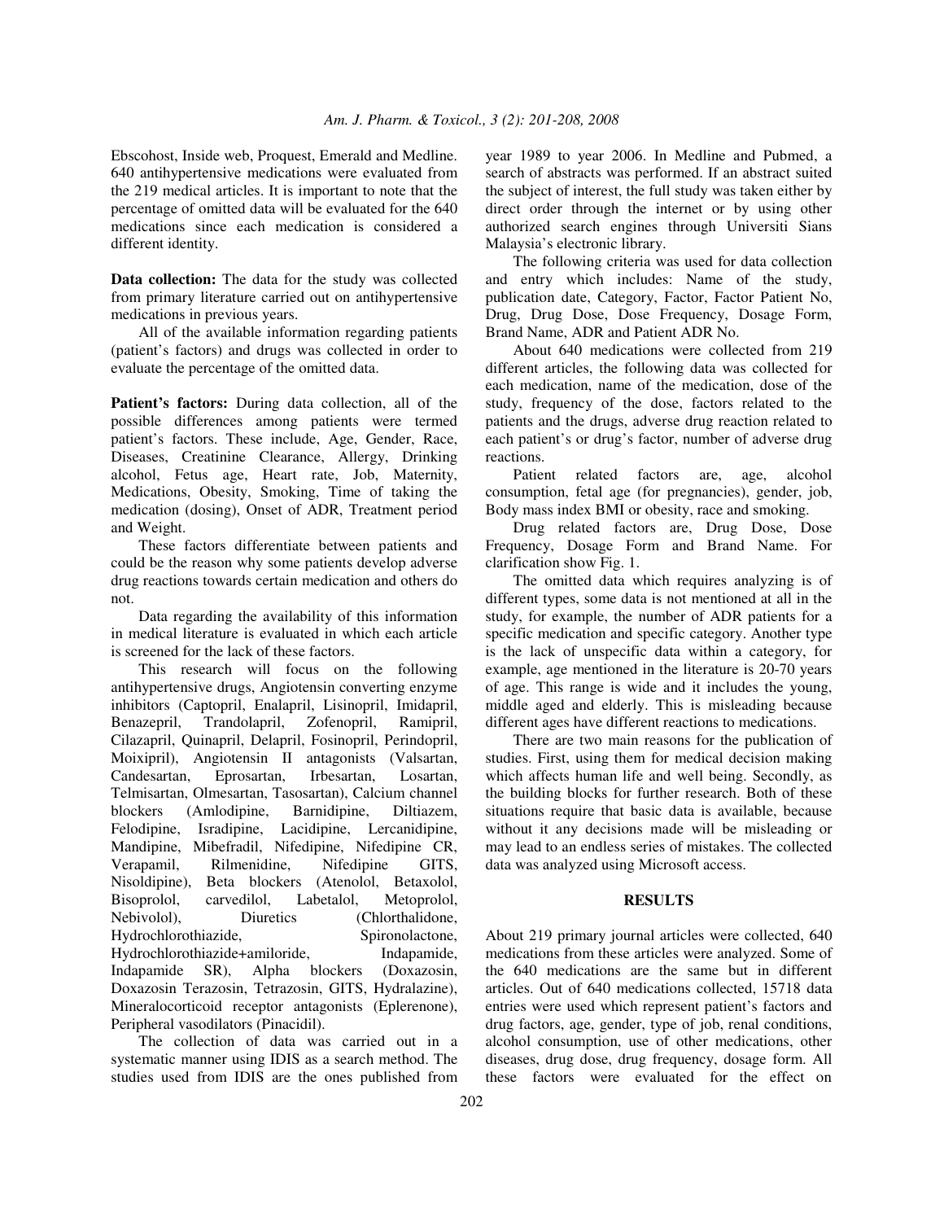Ebscohost, Inside web, Proquest, Emerald and Medline. 640 antihypertensive medications were evaluated from the 219 medical articles. It is important to note that the percentage of omitted data will be evaluated for the 640 medications since each medication is considered a different identity.

**Data collection:** The data for the study was collected from primary literature carried out on antihypertensive medications in previous years.

All of the available information regarding patients (patient's factors) and drugs was collected in order to evaluate the percentage of the omitted data.

**Patient's factors:** During data collection, all of the possible differences among patients were termed patient's factors. These include, Age, Gender, Race, Diseases, Creatinine Clearance, Allergy, Drinking alcohol, Fetus age, Heart rate, Job, Maternity, Medications, Obesity, Smoking, Time of taking the medication (dosing), Onset of ADR, Treatment period and Weight.

These factors differentiate between patients and could be the reason why some patients develop adverse drug reactions towards certain medication and others do not.

Data regarding the availability of this information in medical literature is evaluated in which each article is screened for the lack of these factors.

This research will focus on the following antihypertensive drugs, Angiotensin converting enzyme inhibitors (Captopril, Enalapril, Lisinopril, Imidapril, Benazepril, Trandolapril, Zofenopril, Ramipril, Cilazapril, Quinapril, Delapril, Fosinopril, Perindopril, Moixipril), Angiotensin II antagonists (Valsartan, Candesartan, Eprosartan, Irbesartan, Losartan, Telmisartan, Olmesartan, Tasosartan), Calcium channel blockers (Amlodipine, Barnidipine, Diltiazem, Felodipine, Isradipine, Lacidipine, Lercanidipine, Mandipine, Mibefradil, Nifedipine, Nifedipine CR, Verapamil, Rilmenidine, Nifedipine GITS, Nisoldipine), Beta blockers (Atenolol, Betaxolol, Bisoprolol, carvedilol, Labetalol, Metoprolol, Nebivolol), Diuretics (Chlorthalidone, Hydrochlorothiazide, Spironolactone, Hydrochlorothiazide+amiloride, Indapamide, Indapamide SR), Alpha blockers (Doxazosin, Doxazosin Terazosin, Tetrazosin, GITS, Hydralazine), Mineralocorticoid receptor antagonists (Eplerenone), Peripheral vasodilators (Pinacidil).

The collection of data was carried out in a systematic manner using IDIS as a search method. The studies used from IDIS are the ones published from year 1989 to year 2006. In Medline and Pubmed, a search of abstracts was performed. If an abstract suited the subject of interest, the full study was taken either by direct order through the internet or by using other authorized search engines through Universiti Sians Malaysia's electronic library.

The following criteria was used for data collection and entry which includes: Name of the study, publication date, Category, Factor, Factor Patient No, Drug, Drug Dose, Dose Frequency, Dosage Form, Brand Name, ADR and Patient ADR No.

About 640 medications were collected from 219 different articles, the following data was collected for each medication, name of the medication, dose of the study, frequency of the dose, factors related to the patients and the drugs, adverse drug reaction related to each patient's or drug's factor, number of adverse drug reactions.

Patient related factors are, age, alcohol consumption, fetal age (for pregnancies), gender, job, Body mass index BMI or obesity, race and smoking.

Drug related factors are, Drug Dose, Dose Frequency, Dosage Form and Brand Name. For clarification show Fig. 1.

The omitted data which requires analyzing is of different types, some data is not mentioned at all in the study, for example, the number of ADR patients for a specific medication and specific category. Another type is the lack of unspecific data within a category, for example, age mentioned in the literature is 20-70 years of age. This range is wide and it includes the young, middle aged and elderly. This is misleading because different ages have different reactions to medications.

There are two main reasons for the publication of studies. First, using them for medical decision making which affects human life and well being. Secondly, as the building blocks for further research. Both of these situations require that basic data is available, because without it any decisions made will be misleading or may lead to an endless series of mistakes. The collected data was analyzed using Microsoft access.

## RESULTS

About 219 primary journal articles were collected, 640 medications from these articles were analyzed. Some of the 640 medications are the same but in different articles. Out of 640 medications collected, 15718 data entries were used which represent patient's factors and drug factors, age, gender, type of job, renal conditions, alcohol consumption, use of other medications, other diseases, drug dose, drug frequency, dosage form. All these factors were evaluated for the effect on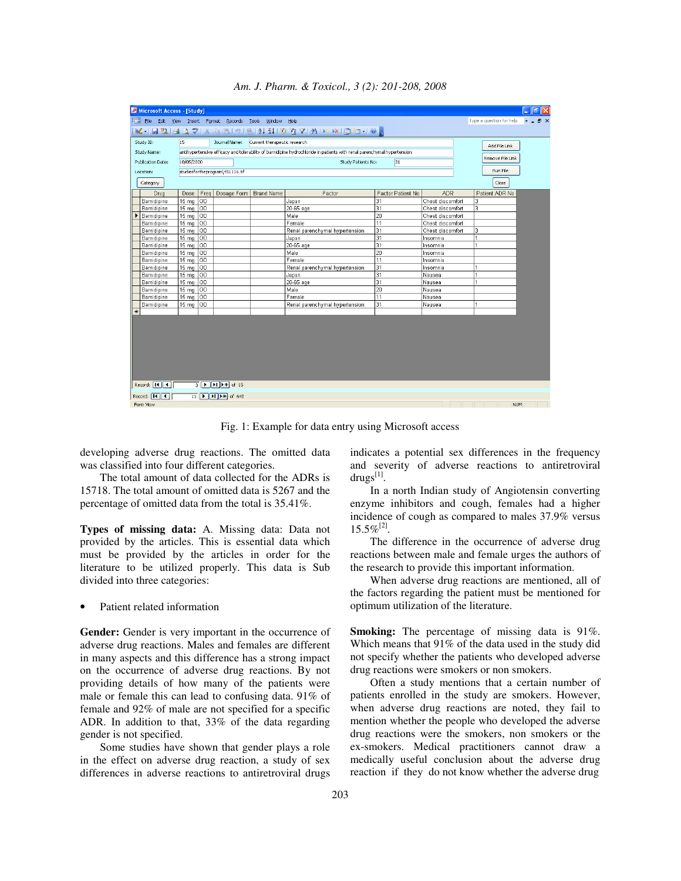Fig. 1: Example for data entry using Microsoft access

developing adverse drug reactions. The omitted data was classified into four different categories.

The total amount of data collected for the ADRs is 15718. The total amount of omitted data is 5267 and the percentage of omitted data from the total is 35.41%.

**Types of missing data:** A. Missing data: Data not provided by the articles. This is essential data which must be provided by the articles in order for the literature to be utilized properly. This data is Sub divided into three categories:

- Patient related information

**Gender:** Gender is very important in the occurrence of adverse drug reactions. Males and females are different in many aspects and this difference has a strong impact on the occurrence of adverse drug reactions. By not providing details of how many of the patients were male or female this can lead to confusing data. 91% of female and 92% of male are not specified for a specific ADR. In addition to that, 33% of the data regarding gender is not specified.

Some studies have shown that gender plays a role in the effect on adverse drug reaction, a study of sex differences in adverse reactions to antiretroviral drugs indicates a potential sex differences in the frequency and severity of adverse reactions to antiretroviral drugs[1].

In a north Indian study of Angiotensin converting enzyme inhibitors and cough, females had a higher incidence of cough as compared to males 37.9% versus 15.5%[2].

The difference in the occurrence of adverse drug reactions between male and female urges the authors of the research to provide this important information.

When adverse drug reactions are mentioned, all of the factors regarding the patient must be mentioned for optimum utilization of the literature.

**Smoking:** The percentage of missing data is 91%. Which means that 91% of the data used in the study did not specify whether the patients who developed adverse drug reactions were smokers or non smokers.

Often a study mentions that a certain number of patients enrolled in the study are smokers. However, when adverse drug reactions are noted, they fail to mention whether the people who developed the adverse drug reactions were the smokers, non smokers or the ex-smokers. Medical practitioners cannot draw a medically useful conclusion about the adverse drug reaction if they do not know whether the adverse drug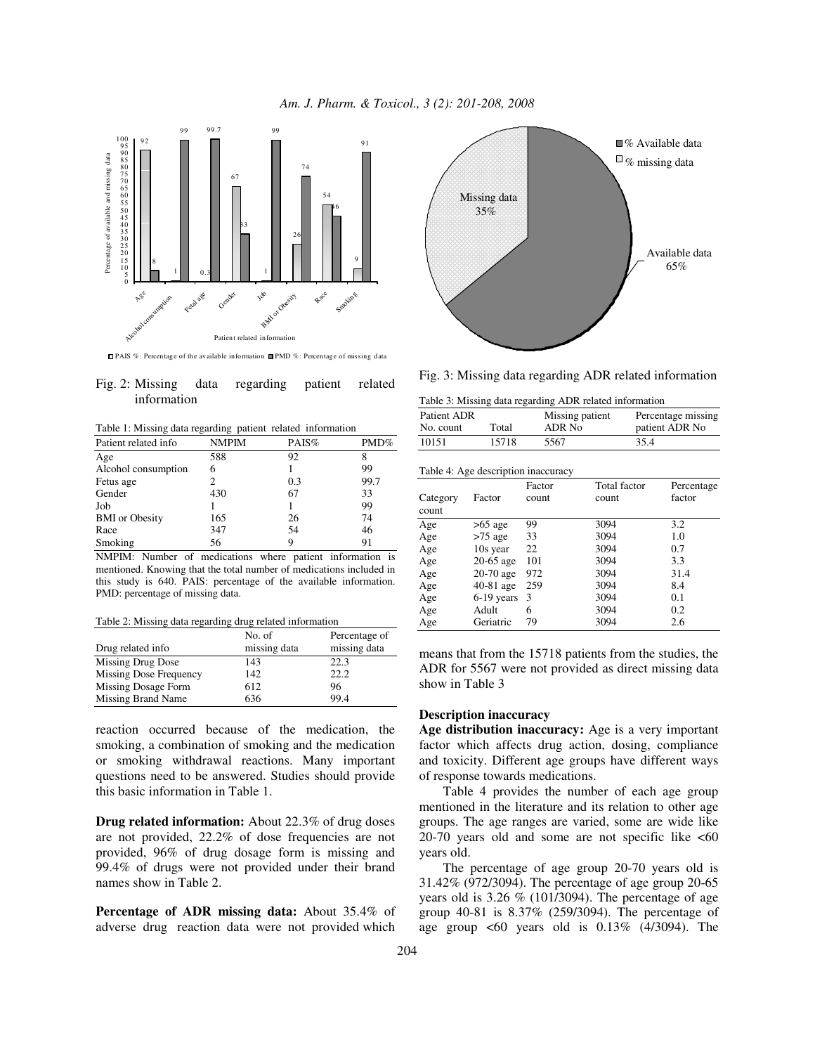Fig. 2: Missing data regarding patient related information

Table 1: Missing data regarding patient related information

| Patient related info | NMPIM | PAIS% | PMD% |
|---|---|---|---|
| Age | 588 | 92 | 8 |
| Alcohol consumption | 6 | 1 | 99 |
| Fetus age | 2 | 0.3 | 99.7 |
| Gender | 430 | 67 | 33 |
| Job | 1 | 1 | 99 |
| BMI or Obesity | 165 | 26 | 74 |
| Race | 347 | 54 | 46 |
| Smoking | 56 | 9 | 91 |

NMPIM: Number of medications where patient information is mentioned. Knowing that the total number of medications included in this study is 640. PAIS: percentage of the available information. PMD: percentage of missing data.

Table 2: Missing data regarding drug related information

| Drug related info | No. of missing data | Percentage of missing data |
|---|---|---|
| Missing Drug Dose | 143 | 22.3 |
| Missing Dose Frequency | 142 | 22.2 |
| Missing Dosage Form | 612 | 96 |
| Missing Brand Name | 636 | 99.4 |

reaction occurred because of the medication, the smoking, a combination of smoking and the medication or smoking withdrawal reactions. Many important questions need to be answered. Studies should provide this basic information in Table 1.

**Drug related information:** About 22.3% of drug doses are not provided, 22.2% of dose frequencies are not provided, 96% of drug dosage form is missing and 99.4% of drugs were not provided under their brand names show in Table 2.

**Percentage of ADR missing data:** About 35.4% of adverse drug reaction data were not provided which means that from the 15718 patients from the studies, the ADR for 5567 were not provided as direct missing data show in Table 3

Fig. 3: Missing data regarding ADR related information

Table 3: Missing data regarding ADR related information

| Patient ADR No. count | Total | Missing patient ADR No | Percentage missing patient ADR No |
|---|---|---|---|
| 10151 | 15718 | 5567 | 35.4 |

Table 4: Age description inaccuracy

| Category count | Factor | Factor count | Total factor count | Percentage factor |
|---|---|---|---|---|
| Age | >65 age | 99 | 3094 | 3.2 |
| Age | >75 age | 33 | 3094 | 1.0 |
| Age | 10s year | 22 | 3094 | 0.7 |
| Age | 20-65 age | 101 | 3094 | 3.3 |
| Age | 20-70 age | 972 | 3094 | 31.4 |
| Age | 40-81 age | 259 | 3094 | 8.4 |
| Age | 6-19 years | 3 | 3094 | 0.1 |
| Age | Adult | 6 | 3094 | 0.2 |
| Age | Geriatric | 79 | 3094 | 2.6 |

## Description inaccuracy

**Age distribution inaccuracy:** Age is a very important factor which affects drug action, dosing, compliance and toxicity. Different age groups have different ways of response towards medications.

Table 4 provides the number of each age group mentioned in the literature and its relation to other age groups. The age ranges are varied, some are wide like 20-70 years old and some are not specific like <60 years old.

The percentage of age group 20-70 years old is 31.42% (972/3094). The percentage of age group 20-65 years old is 3.26 % (101/3094). The percentage of age group 40-81 is 8.37% (259/3094). The percentage of age group <60 years old is 0.13% (4/3094). The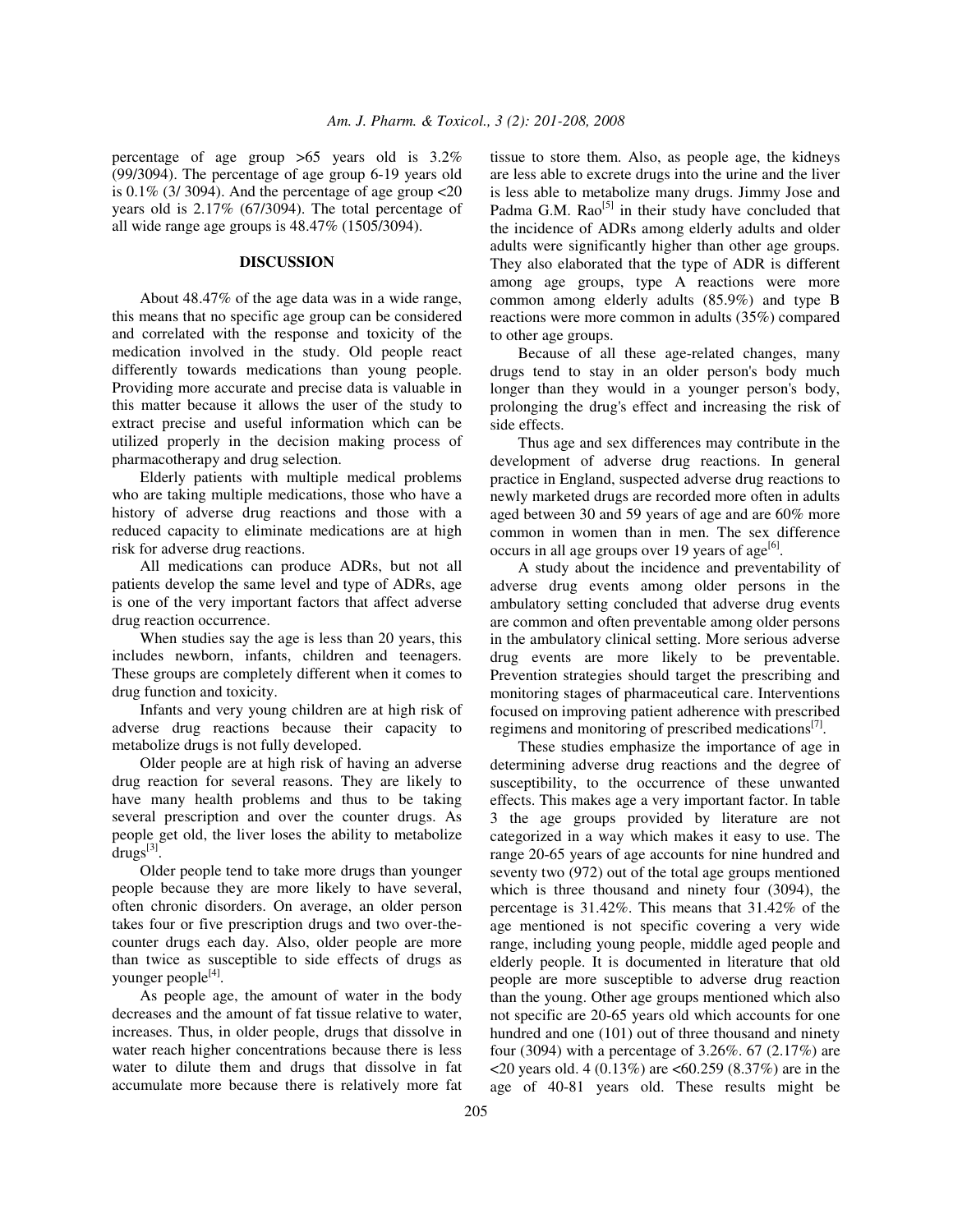percentage of age group >65 years old is 3.2% (99/3094). The percentage of age group 6-19 years old is 0.1% (3/ 3094). And the percentage of age group <20 years old is 2.17% (67/3094). The total percentage of all wide range age groups is 48.47% (1505/3094).

## DISCUSSION

About 48.47% of the age data was in a wide range, this means that no specific age group can be considered and correlated with the response and toxicity of the medication involved in the study. Old people react differently towards medications than young people. Providing more accurate and precise data is valuable in this matter because it allows the user of the study to extract precise and useful information which can be utilized properly in the decision making process of pharmacotherapy and drug selection.

Elderly patients with multiple medical problems who are taking multiple medications, those who have a history of adverse drug reactions and those with a reduced capacity to eliminate medications are at high risk for adverse drug reactions.

All medications can produce ADRs, but not all patients develop the same level and type of ADRs, age is one of the very important factors that affect adverse drug reaction occurrence.

When studies say the age is less than 20 years, this includes newborn, infants, children and teenagers. These groups are completely different when it comes to drug function and toxicity.

Infants and very young children are at high risk of adverse drug reactions because their capacity to metabolize drugs is not fully developed.

Older people are at high risk of having an adverse drug reaction for several reasons. They are likely to have many health problems and thus to be taking several prescription and over the counter drugs. As people get old, the liver loses the ability to metabolize drugs[3].

Older people tend to take more drugs than younger people because they are more likely to have several, often chronic disorders. On average, an older person takes four or five prescription drugs and two over-the-counter drugs each day. Also, older people are more than twice as susceptible to side effects of drugs as younger people[4].

As people age, the amount of water in the body decreases and the amount of fat tissue relative to water, increases. Thus, in older people, drugs that dissolve in water reach higher concentrations because there is less water to dilute them and drugs that dissolve in fat accumulate more because there is relatively more fat tissue to store them. Also, as people age, the kidneys are less able to excrete drugs into the urine and the liver is less able to metabolize many drugs. Jimmy Jose and Padma G.M. Rao[5] in their study have concluded that the incidence of ADRs among elderly adults and older adults were significantly higher than other age groups. They also elaborated that the type of ADR is different among age groups, type A reactions were more common among elderly adults (85.9%) and type B reactions were more common in adults (35%) compared to other age groups.

Because of all these age-related changes, many drugs tend to stay in an older person's body much longer than they would in a younger person's body, prolonging the drug's effect and increasing the risk of side effects.

Thus age and sex differences may contribute in the development of adverse drug reactions. In general practice in England, suspected adverse drug reactions to newly marketed drugs are recorded more often in adults aged between 30 and 59 years of age and are 60% more common in women than in men. The sex difference occurs in all age groups over 19 years of age[6].

A study about the incidence and preventability of adverse drug events among older persons in the ambulatory setting concluded that adverse drug events are common and often preventable among older persons in the ambulatory clinical setting. More serious adverse drug events are more likely to be preventable. Prevention strategies should target the prescribing and monitoring stages of pharmaceutical care. Interventions focused on improving patient adherence with prescribed regimens and monitoring of prescribed medications[7].

These studies emphasize the importance of age in determining adverse drug reactions and the degree of susceptibility, to the occurrence of these unwanted effects. This makes age a very important factor. In table 3 the age groups provided by literature are not categorized in a way which makes it easy to use. The range 20-65 years of age accounts for nine hundred and seventy two (972) out of the total age groups mentioned which is three thousand and ninety four (3094), the percentage is 31.42%. This means that 31.42% of the age mentioned is not specific covering a very wide range, including young people, middle aged people and elderly people. It is documented in literature that old people are more susceptible to adverse drug reaction than the young. Other age groups mentioned which also not specific are 20-65 years old which accounts for one hundred and one (101) out of three thousand and ninety four (3094) with a percentage of 3.26%. 67 (2.17%) are <20 years old. 4 (0.13%) are <60.259 (8.37%) are in the age of 40-81 years old. These results might be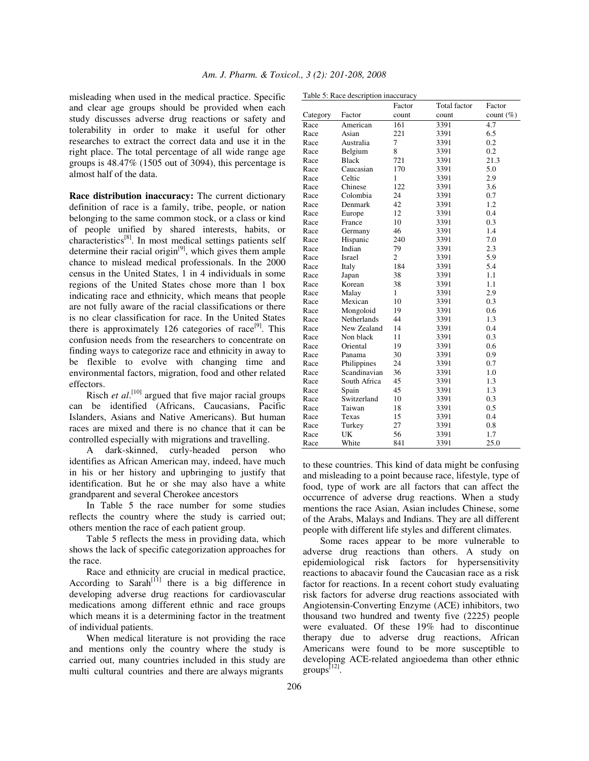misleading when used in the medical practice. Specific and clear age groups should be provided when each study discusses adverse drug reactions or safety and tolerability in order to make it useful for other researches to extract the correct data and use it in the right place. The total percentage of all wide range age groups is 48.47% (1505 out of 3094), this percentage is almost half of the data.

**Race distribution inaccuracy:** The current dictionary definition of race is a family, tribe, people, or nation belonging to the same common stock, or a class or kind of people unified by shared interests, habits, or characteristics[8]. In most medical settings patients self determine their racial origin[9], which gives them ample chance to mislead medical professionals. In the 2000 census in the United States, 1 in 4 individuals in some regions of the United States chose more than 1 box indicating race and ethnicity, which means that people are not fully aware of the racial classifications or there is no clear classification for race. In the United States there is approximately 126 categories of race[9]. This confusion needs from the researchers to concentrate on finding ways to categorize race and ethnicity in away to be flexible to evolve with changing time and environmental factors, migration, food and other related effectors.

Risch *et al*.[10] argued that five major racial groups can be identified (Africans, Caucasians, Pacific Islanders, Asians and Native Americans). But human races are mixed and there is no chance that it can be controlled especially with migrations and travelling.

A dark-skinned, curly-headed person who identifies as African American may, indeed, have much in his or her history and upbringing to justify that identification. But he or she may also have a white grandparent and several Cherokee ancestors

In Table 5 the race number for some studies reflects the country where the study is carried out; others mention the race of each patient group.

Table 5 reflects the mess in providing data, which shows the lack of specific categorization approaches for the race.

Race and ethnicity are crucial in medical practice, According to Sarah[11] there is a big difference in developing adverse drug reactions for cardiovascular medications among different ethnic and race groups which means it is a determining factor in the treatment of individual patients.

When medical literature is not providing the race and mentions only the country where the study is carried out, many countries included in this study are multi cultural countries and there are always migrants

Table 5: Race description inaccuracy

| Category | Factor | Factor count | Total factor count | Factor count (%) |
|---|---|---|---|---|
| Race | American | 161 | 3391 | 4.7 |
| Race | Asian | 221 | 3391 | 6.5 |
| Race | Australia | 7 | 3391 | 0.2 |
| Race | Belgium | 8 | 3391 | 0.2 |
| Race | Black | 721 | 3391 | 21.3 |
| Race | Caucasian | 170 | 3391 | 5.0 |
| Race | Celtic | 1 | 3391 | 2.9 |
| Race | Chinese | 122 | 3391 | 3.6 |
| Race | Colombia | 24 | 3391 | 0.7 |
| Race | Denmark | 42 | 3391 | 1.2 |
| Race | Europe | 12 | 3391 | 0.4 |
| Race | France | 10 | 3391 | 0.3 |
| Race | Germany | 46 | 3391 | 1.4 |
| Race | Hispanic | 240 | 3391 | 7.0 |
| Race | Indian | 79 | 3391 | 2.3 |
| Race | Israel | 2 | 3391 | 5.9 |
| Race | Italy | 184 | 3391 | 5.4 |
| Race | Japan | 38 | 3391 | 1.1 |
| Race | Korean | 38 | 3391 | 1.1 |
| Race | Malay | 1 | 3391 | 2.9 |
| Race | Mexican | 10 | 3391 | 0.3 |
| Race | Mongoloid | 19 | 3391 | 0.6 |
| Race | Netherlands | 44 | 3391 | 1.3 |
| Race | New Zealand | 14 | 3391 | 0.4 |
| Race | Non black | 11 | 3391 | 0.3 |
| Race | Oriental | 19 | 3391 | 0.6 |
| Race | Panama | 30 | 3391 | 0.9 |
| Race | Philippines | 24 | 3391 | 0.7 |
| Race | Scandinavian | 36 | 3391 | 1.0 |
| Race | South Africa | 45 | 3391 | 1.3 |
| Race | Spain | 45 | 3391 | 1.3 |
| Race | Switzerland | 10 | 3391 | 0.3 |
| Race | Taiwan | 18 | 3391 | 0.5 |
| Race | Texas | 15 | 3391 | 0.4 |
| Race | Turkey | 27 | 3391 | 0.8 |
| Race | UK | 56 | 3391 | 1.7 |
| Race | White | 841 | 3391 | 25.0 |

to these countries. This kind of data might be confusing and misleading to a point because race, lifestyle, type of food, type of work are all factors that can affect the occurrence of adverse drug reactions. When a study mentions the race Asian, Asian includes Chinese, some of the Arabs, Malays and Indians. They are all different people with different life styles and different climates.

Some races appear to be more vulnerable to adverse drug reactions than others. A study on epidemiological risk factors for hypersensitivity reactions to abacavir found the Caucasian race as a risk factor for reactions. In a recent cohort study evaluating risk factors for adverse drug reactions associated with Angiotensin-Converting Enzyme (ACE) inhibitors, two thousand two hundred and twenty five (2225) people were evaluated. Of these 19% had to discontinue therapy due to adverse drug reactions, African Americans were found to be more susceptible to developing ACE-related angioedema than other ethnic groups[12].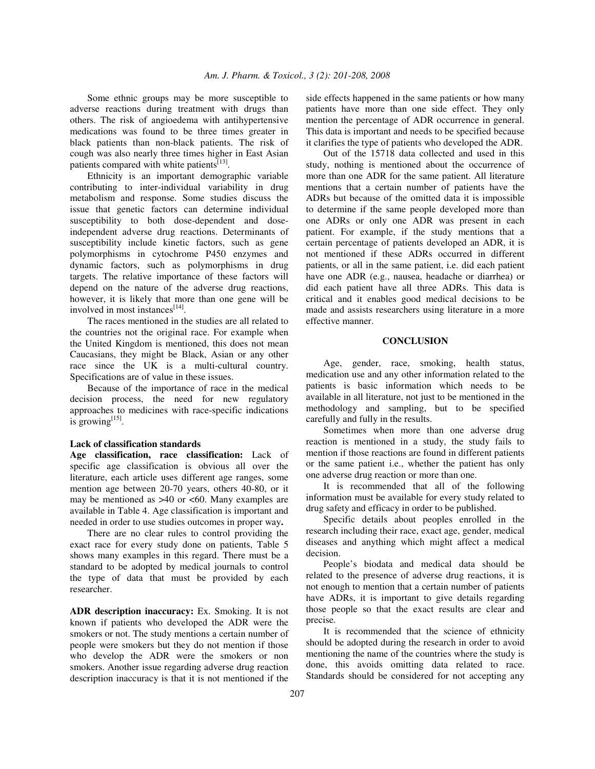Some ethnic groups may be more susceptible to adverse reactions during treatment with drugs than others. The risk of angioedema with antihypertensive medications was found to be three times greater in black patients than non-black patients. The risk of cough was also nearly three times higher in East Asian patients compared with white patients[13].

Ethnicity is an important demographic variable contributing to inter-individual variability in drug metabolism and response. Some studies discuss the issue that genetic factors can determine individual susceptibility to both dose-dependent and dose-independent adverse drug reactions. Determinants of susceptibility include kinetic factors, such as gene polymorphisms in cytochrome P450 enzymes and dynamic factors, such as polymorphisms in drug targets. The relative importance of these factors will depend on the nature of the adverse drug reactions, however, it is likely that more than one gene will be involved in most instances[14].

The races mentioned in the studies are all related to the countries not the original race. For example when the United Kingdom is mentioned, this does not mean Caucasians, they might be Black, Asian or any other race since the UK is a multi-cultural country. Specifications are of value in these issues.

Because of the importance of race in the medical decision process, the need for new regulatory approaches to medicines with race-specific indications is growing[15].

### Lack of classification standards

**Age classification, race classification:** Lack of specific age classification is obvious all over the literature, each article uses different age ranges, some mention age between 20-70 years, others 40-80, or it may be mentioned as >40 or <60. Many examples are available in Table 4. Age classification is important and needed in order to use studies outcomes in proper way**.**

There are no clear rules to control providing the exact race for every study done on patients, Table 5 shows many examples in this regard. There must be a standard to be adopted by medical journals to control the type of data that must be provided by each researcher.

**ADR description inaccuracy:** Ex. Smoking. It is not known if patients who developed the ADR were the smokers or not. The study mentions a certain number of people were smokers but they do not mention if those who develop the ADR were the smokers or non smokers. Another issue regarding adverse drug reaction description inaccuracy is that it is not mentioned if the side effects happened in the same patients or how many patients have more than one side effect. They only mention the percentage of ADR occurrence in general. This data is important and needs to be specified because it clarifies the type of patients who developed the ADR.

Out of the 15718 data collected and used in this study, nothing is mentioned about the occurrence of more than one ADR for the same patient. All literature mentions that a certain number of patients have the ADRs but because of the omitted data it is impossible to determine if the same people developed more than one ADRs or only one ADR was present in each patient. For example, if the study mentions that a certain percentage of patients developed an ADR, it is not mentioned if these ADRs occurred in different patients, or all in the same patient, i.e. did each patient have one ADR (e.g., nausea, headache or diarrhea) or did each patient have all three ADRs. This data is critical and it enables good medical decisions to be made and assists researchers using literature in a more effective manner.

## CONCLUSION

Age, gender, race, smoking, health status, medication use and any other information related to the patients is basic information which needs to be available in all literature, not just to be mentioned in the methodology and sampling, but to be specified carefully and fully in the results.

Sometimes when more than one adverse drug reaction is mentioned in a study, the study fails to mention if those reactions are found in different patients or the same patient i.e., whether the patient has only one adverse drug reaction or more than one.

It is recommended that all of the following information must be available for every study related to drug safety and efficacy in order to be published.

Specific details about peoples enrolled in the research including their race, exact age, gender, medical diseases and anything which might affect a medical decision.

People's biodata and medical data should be related to the presence of adverse drug reactions, it is not enough to mention that a certain number of patients have ADRs, it is important to give details regarding those people so that the exact results are clear and precise.

It is recommended that the science of ethnicity should be adopted during the research in order to avoid mentioning the name of the countries where the study is done, this avoids omitting data related to race. Standards should be considered for not accepting any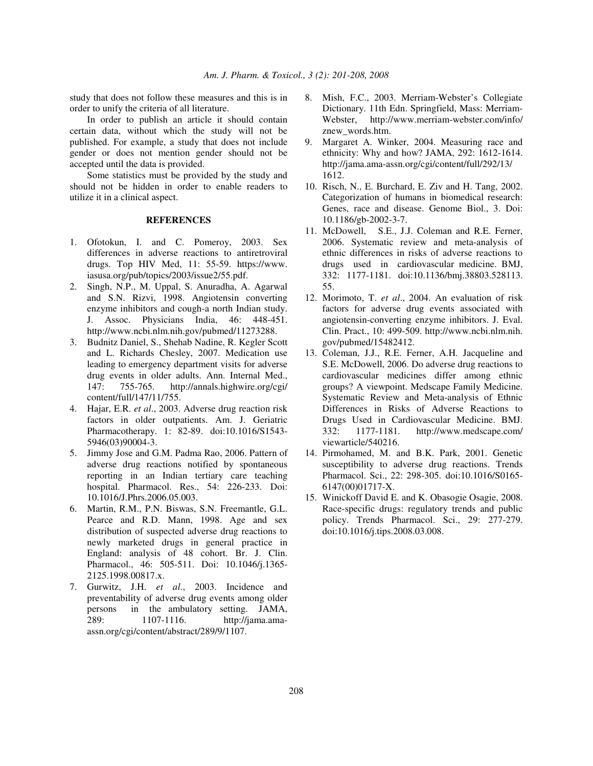study that does not follow these measures and this is in order to unify the criteria of all literature.

In order to publish an article it should contain certain data, without which the study will not be published. For example, a study that does not include gender or does not mention gender should not be accepted until the data is provided.

Some statistics must be provided by the study and should not be hidden in order to enable readers to utilize it in a clinical aspect.

## REFERENCES

1. Ofotokun, I. and C. Pomeroy, 2003. Sex differences in adverse reactions to antiretroviral drugs. Top HIV Med, 11: 55-59. https://www.iasusa.org/pub/topics/2003/issue2/55.pdf.
2. Singh, N.P., M. Uppal, S. Anuradha, A. Agarwal and S.N. Rizvi, 1998. Angiotensin converting enzyme inhibitors and cough-a north Indian study. J. Assoc. Physicians India, 46: 448-451. http://www.ncbi.nlm.nih.gov/pubmed/11273288.
3. Budnitz Daniel, S., Shehab Nadine, R. Kegler Scott and L. Richards Chesley, 2007. Medication use leading to emergency department visits for adverse drug events in older adults. Ann. Internal Med., 147: 755-765. http://annals.highwire.org/cgi/content/full/147/11/755.
4. Hajar, E.R. *et al*., 2003. Adverse drug reaction risk factors in older outpatients. Am. J. Geriatric Pharmacotherapy. 1: 82-89. doi:10.1016/S1543-5946(03)90004-3.
5. Jimmy Jose and G.M. Padma Rao, 2006. Pattern of adverse drug reactions notified by spontaneous reporting in an Indian tertiary care teaching hospital. Pharmacol. Res., 54: 226-233. Doi: 10.1016/J.Phrs.2006.05.003.
6. Martin, R.M., P.N. Biswas, S.N. Freemantle, G.L. Pearce and R.D. Mann, 1998. Age and sex distribution of suspected adverse drug reactions to newly marketed drugs in general practice in England: analysis of 48 cohort. Br. J. Clin. Pharmacol., 46: 505-511. Doi: 10.1046/j.1365-2125.1998.00817.x.
7. Gurwitz, J.H. *et al*., 2003. Incidence and preventability of adverse drug events among older persons in the ambulatory setting. JAMA, 289: 1107-1116. http://jama.ama-assn.org/cgi/content/abstract/289/9/1107.
8. Mish, F.C., 2003. Merriam-Webster's Collegiate Dictionary. 11th Edn. Springfield, Mass: Merriam-Webster, http://www.merriam-webster.com/info/znew_words.htm.
9. Margaret A. Winker, 2004. Measuring race and ethnicity: Why and how? JAMA, 292: 1612-1614. http://jama.ama-assn.org/cgi/content/full/292/13/1612.
10. Risch, N., E. Burchard, E. Ziv and H. Tang, 2002. Categorization of humans in biomedical research: Genes, race and disease. Genome Biol., 3. Doi: 10.1186/gb-2002-3-7.
11. McDowell, S.E., J.J. Coleman and R.E. Ferner, 2006. Systematic review and meta-analysis of ethnic differences in risks of adverse reactions to drugs used in cardiovascular medicine. BMJ, 332: 1177-1181. doi:10.1136/bmj.38803.528113.55.
12. Morimoto, T. *et al*., 2004. An evaluation of risk factors for adverse drug events associated with angiotensin-converting enzyme inhibitors. J. Eval. Clin. Pract., 10: 499-509. http://www.ncbi.nlm.nih.gov/pubmed/15482412.
13. Coleman, J.J., R.E. Ferner, A.H. Jacqueline and S.E. McDowell, 2006. Do adverse drug reactions to cardiovascular medicines differ among ethnic groups? A viewpoint. Medscape Family Medicine. Systematic Review and Meta-analysis of Ethnic Differences in Risks of Adverse Reactions to Drugs Used in Cardiovascular Medicine. BMJ. 332: 1177-1181. http://www.medscape.com/viewarticle/540216.
14. Pirmohamed, M. and B.K. Park, 2001. Genetic susceptibility to adverse drug reactions. Trends Pharmacol. Sci., 22: 298-305. doi:10.1016/S0165-6147(00)01717-X.
15. Winickoff David E. and K. Obasogie Osagie, 2008. Race-specific drugs: regulatory trends and public policy. Trends Pharmacol. Sci., 29: 277-279. doi:10.1016/j.tips.2008.03.008.